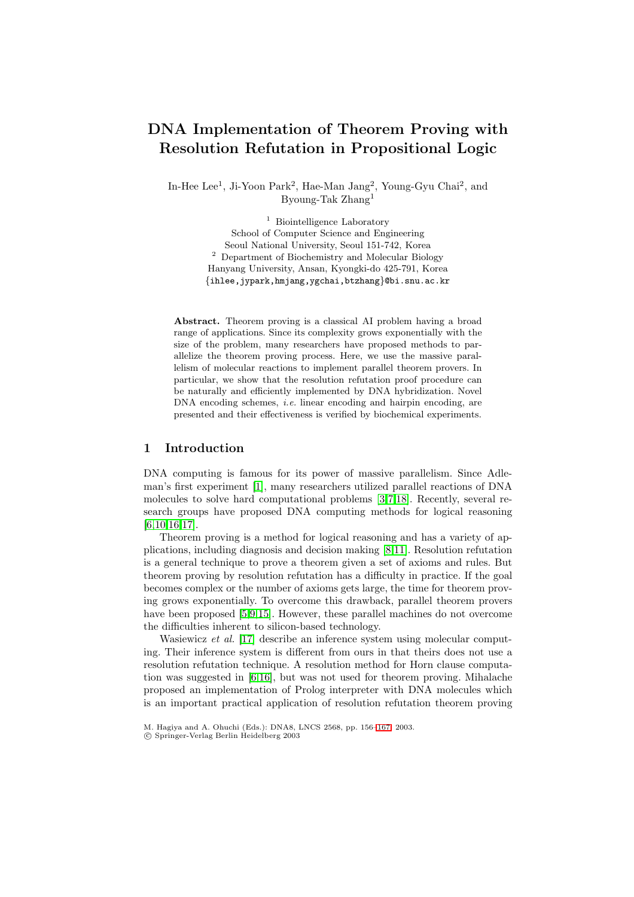# DNA Implementation of Theorem Proving with Resolution Refutation in Propositional Logic

In-Hee Lee[1], Ji-Yoon Park[2], Hae-Man Jang[2], Young-Gyu Chai[2], and Byoung-Tak Zhang[1]

[1] Biointelligence Laboratory
School of Computer Science and Engineering
Seoul National University, Seoul 151-742, Korea

[2] Department of Biochemistry and Molecular Biology
Hanyang University, Ansan, Kyongki-do 425-791, Korea
{ihlee,jypark,hmjang,ygchai,btzhang}@bi.snu.ac.kr

**Abstract.** Theorem proving is a classical AI problem having a broad range of applications. Since its complexity grows exponentially with the size of the problem, many researchers have proposed methods to parallelize the theorem proving process. Here, we use the massive parallelism of molecular reactions to implement parallel theorem provers. In particular, we show that the resolution refutation proof procedure can be naturally and efficiently implemented by DNA hybridization. Novel DNA encoding schemes, *i.e.* linear encoding and hairpin encoding, are presented and their effectiveness is verified by biochemical experiments.

## 1 Introduction

DNA computing is famous for its power of massive parallelism. Since Adleman's first experiment [1], many researchers utilized parallel reactions of DNA molecules to solve hard computational problems [3,7,18]. Recently, several research groups have proposed DNA computing methods for logical reasoning [6,10,16,17].

Theorem proving is a method for logical reasoning and has a variety of applications, including diagnosis and decision making [8,11]. Resolution refutation is a general technique to prove a theorem given a set of axioms and rules. But theorem proving by resolution refutation has a difficulty in practice. If the goal becomes complex or the number of axioms gets large, the time for theorem proving grows exponentially. To overcome this drawback, parallel theorem provers have been proposed [5,9,15]. However, these parallel machines do not overcome the difficulties inherent to silicon-based technology.

Wasiewicz *et al.* [17] describe an inference system using molecular computing. Their inference system is different from ours in that theirs does not use a resolution refutation technique. A resolution method for Horn clause computation was suggested in [6,16], but was not used for theorem proving. Mihalache proposed an implementation of Prolog interpreter with DNA molecules which is an important practical application of resolution refutation theorem proving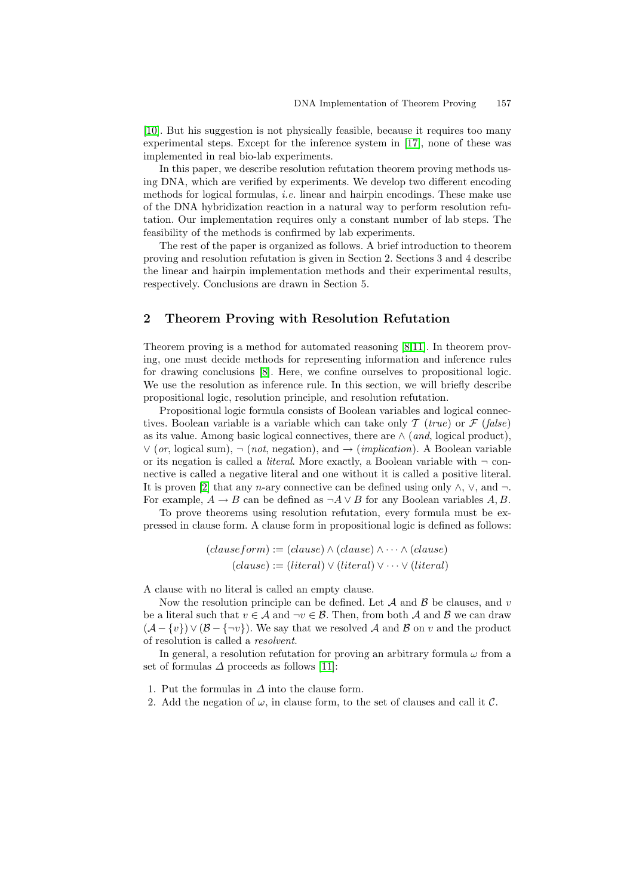[10]. But his suggestion is not physically feasible, because it requires too many experimental steps. Except for the inference system in [17], none of these was implemented in real bio-lab experiments.

In this paper, we describe resolution refutation theorem proving methods using DNA, which are verified by experiments. We develop two different encoding methods for logical formulas, *i.e.* linear and hairpin encodings. These make use of the DNA hybridization reaction in a natural way to perform resolution refutation. Our implementation requires only a constant number of lab steps. The feasibility of the methods is confirmed by lab experiments.

The rest of the paper is organized as follows. A brief introduction to theorem proving and resolution refutation is given in Section 2. Sections 3 and 4 describe the linear and hairpin implementation methods and their experimental results, respectively. Conclusions are drawn in Section 5.

## 2 Theorem Proving with Resolution Refutation

Theorem proving is a method for automated reasoning [8,11]. In theorem proving, one must decide methods for representing information and inference rules for drawing conclusions [8]. Here, we confine ourselves to propositional logic. We use the resolution as inference rule. In this section, we will briefly describe propositional logic, resolution principle, and resolution refutation.

Propositional logic formula consists of Boolean variables and logical connectives. Boolean variable is a variable which can take only $\mathcal{T}$ (*true*) or $\mathcal{F}$ (*false*) as its value. Among basic logical connectives, there are $\wedge$ (*and*, logical product), $\vee$ (*or*, logical sum), $\neg$ (*not*, negation), and $\rightarrow$ (*implication*). A Boolean variable or its negation is called a *literal*. More exactly, a Boolean variable with $\neg$ connective is called a negative literal and one without it is called a positive literal. It is proven [2] that any $n$-ary connective can be defined using only $\wedge$, $\vee$, and $\neg$. For example, $A \rightarrow B$ can be defined as $\neg A \vee B$ for any Boolean variables $A, B$.

To prove theorems using resolution refutation, every formula must be expressed in clause form. A clause form in propositional logic is defined as follows:

$$(clause form) := (clause) \wedge (clause) \wedge \cdots \wedge (clause)$$
$$(clause) := (literal) \vee (literal) \vee \cdots \vee (literal)$$

A clause with no literal is called an empty clause.

Now the resolution principle can be defined. Let $\mathcal{A}$ and $\mathcal{B}$ be clauses, and $v$ be a literal such that $v \in \mathcal{A}$ and $\neg v \in \mathcal{B}$. Then, from both $\mathcal{A}$ and $\mathcal{B}$ we can draw $(\mathcal{A} - \{v\}) \vee (\mathcal{B} - \{\neg v\})$. We say that we resolved $\mathcal{A}$ and $\mathcal{B}$ on $v$ and the product of resolution is called a *resolvent*.

In general, a resolution refutation for proving an arbitrary formula $\omega$ from a set of formulas $\Delta$ proceeds as follows [11]:

1. Put the formulas in $\Delta$ into the clause form.
2. Add the negation of $\omega$, in clause form, to the set of clauses and call it $\mathcal{C}$.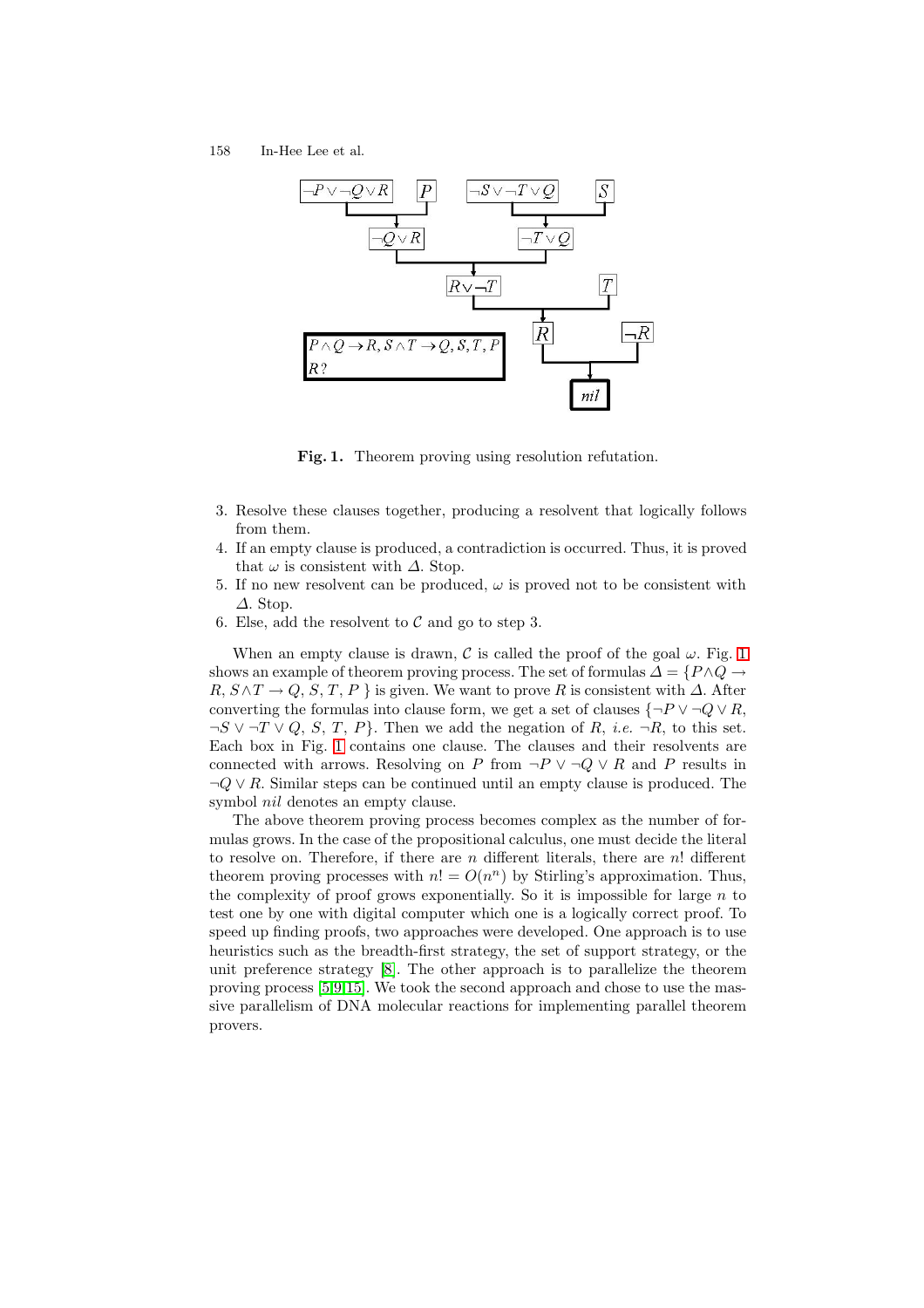Fig. 1. Theorem proving using resolution refutation.

3. Resolve these clauses together, producing a resolvent that logically follows from them.
4. If an empty clause is produced, a contradiction is occurred. Thus, it is proved that $\omega$ is consistent with $\Delta$. Stop.
5. If no new resolvent can be produced, $\omega$ is proved not to be consistent with $\Delta$. Stop.
6. Else, add the resolvent to $\mathcal{C}$ and go to step 3.

When an empty clause is drawn, $\mathcal{C}$ is called the proof of the goal $\omega$. Fig. 1 shows an example of theorem proving process. The set of formulas $\Delta = \{P \wedge Q \rightarrow R,\ S \wedge T \rightarrow Q,\ S,\ T,\ P\ \}$ is given. We want to prove $R$ is consistent with $\Delta$. After converting the formulas into clause form, we get a set of clauses $\{\neg P \vee \neg Q \vee R$, $\neg S \vee \neg T \vee Q$, $S$, $T$, $P\}$. Then we add the negation of $R$, *i.e.* $\neg R$, to this set. Each box in Fig. 1 contains one clause. The clauses and their resolvents are connected with arrows. Resolving on $P$ from $\neg P \vee \neg Q \vee R$ and $P$ results in $\neg Q \vee R$. Similar steps can be continued until an empty clause is produced. The symbol *nil* denotes an empty clause.

The above theorem proving process becomes complex as the number of formulas grows. In the case of the propositional calculus, one must decide the literal to resolve on. Therefore, if there are $n$ different literals, there are $n!$ different theorem proving processes with $n! = O(n^n)$ by Stirling's approximation. Thus, the complexity of proof grows exponentially. So it is impossible for large $n$ to test one by one with digital computer which one is a logically correct proof. To speed up finding proofs, two approaches were developed. One approach is to use heuristics such as the breadth-first strategy, the set of support strategy, or the unit preference strategy [8]. The other approach is to parallelize the theorem proving process [5,9,15]. We took the second approach and chose to use the massive parallelism of DNA molecular reactions for implementing parallel theorem provers.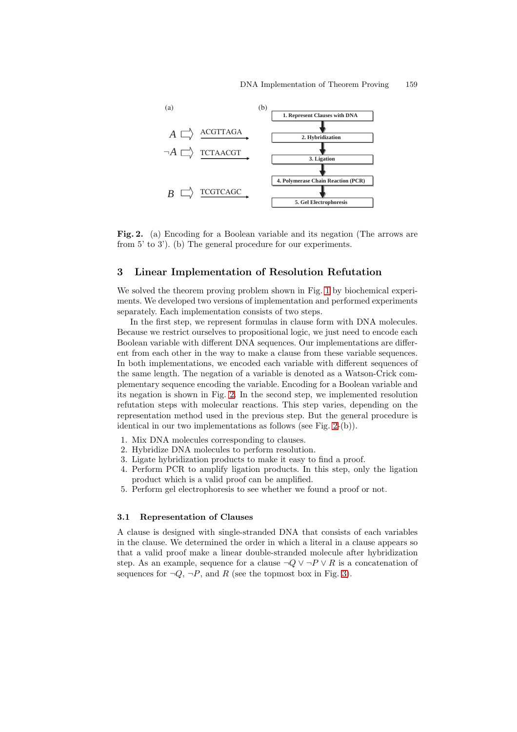(a)

$A$ ⇨ ACGTTAGA

$\neg A$ ⇨ TCTAACGT

$B$ ⇨ TCGTCAGC

(b)

1. Represent Clauses with DNA
2. Hybridization
3. Ligation
4. Polymerase Chain Reaction (PCR)
5. Gel Electrophoresis

**Fig. 2.** (a) Encoding for a Boolean variable and its negation (The arrows are from 5' to 3'). (b) The general procedure for our experiments.

## 3 Linear Implementation of Resolution Refutation

We solved the theorem proving problem shown in Fig. 1 by biochemical experiments. We developed two versions of implementation and performed experiments separately. Each implementation consists of two steps.

In the first step, we represent formulas in clause form with DNA molecules. Because we restrict ourselves to propositional logic, we just need to encode each Boolean variable with different DNA sequences. Our implementations are different from each other in the way to make a clause from these variable sequences. In both implementations, we encoded each variable with different sequences of the same length. The negation of a variable is denoted as a Watson-Crick complementary sequence encoding the variable. Encoding for a Boolean variable and its negation is shown in Fig. 2. In the second step, we implemented resolution refutation steps with molecular reactions. This step varies, depending on the representation method used in the previous step. But the general procedure is identical in our two implementations as follows (see Fig. 2-(b)).

1. Mix DNA molecules corresponding to clauses.
2. Hybridize DNA molecules to perform resolution.
3. Ligate hybridization products to make it easy to find a proof.
4. Perform PCR to amplify ligation products. In this step, only the ligation product which is a valid proof can be amplified.
5. Perform gel electrophoresis to see whether we found a proof or not.

### 3.1 Representation of Clauses

A clause is designed with single-stranded DNA that consists of each variables in the clause. We determined the order in which a literal in a clause appears so that a valid proof make a linear double-stranded molecule after hybridization step. As an example, sequence for a clause $\neg Q \vee \neg P \vee R$ is a concatenation of sequences for $\neg Q$, $\neg P$, and $R$ (see the topmost box in Fig. 3).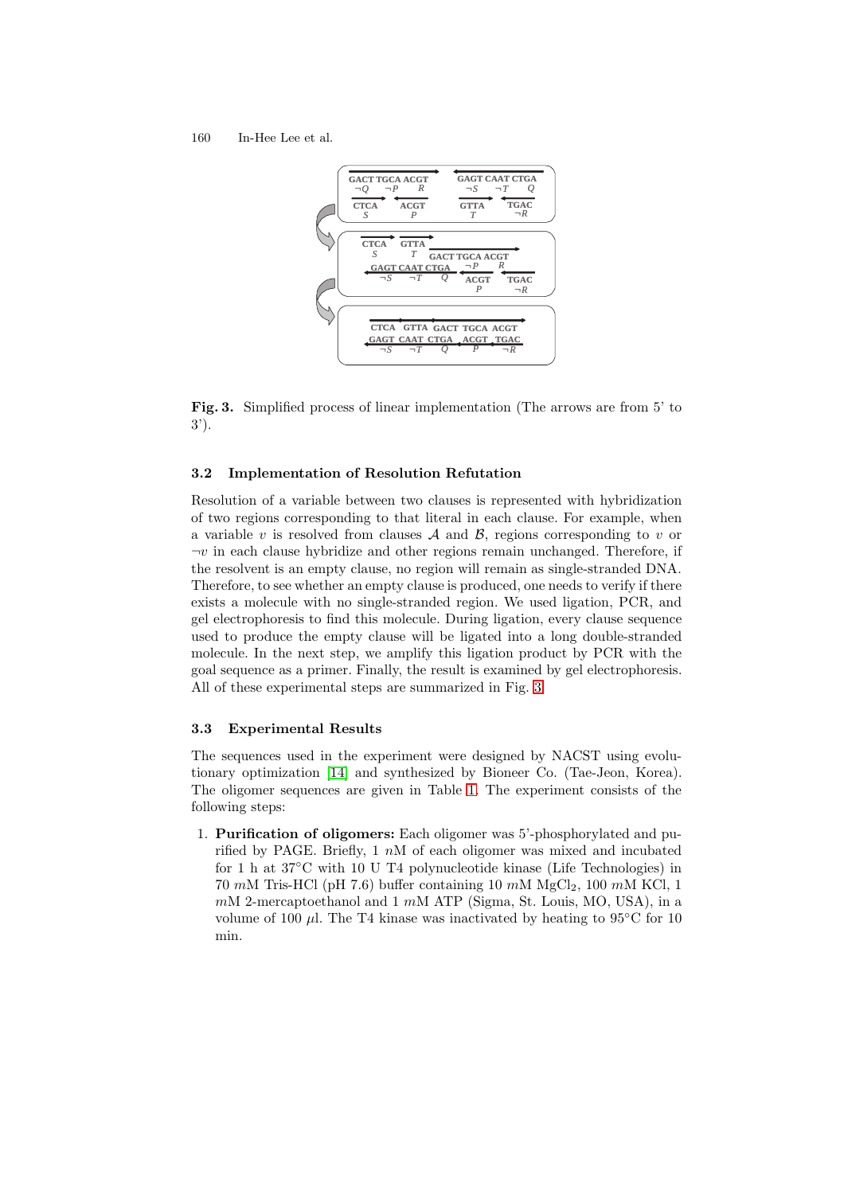**Fig. 3.** Simplified process of linear implementation (The arrows are from 5' to 3').

### 3.2 Implementation of Resolution Refutation

Resolution of a variable between two clauses is represented with hybridization of two regions corresponding to that literal in each clause. For example, when a variable $v$ is resolved from clauses $\mathcal{A}$ and $\mathcal{B}$, regions corresponding to $v$ or $\neg v$ in each clause hybridize and other regions remain unchanged. Therefore, if the resolvent is an empty clause, no region will remain as single-stranded DNA. Therefore, to see whether an empty clause is produced, one needs to verify if there exists a molecule with no single-stranded region. We used ligation, PCR, and gel electrophoresis to find this molecule. During ligation, every clause sequence used to produce the empty clause will be ligated into a long double-stranded molecule. In the next step, we amplify this ligation product by PCR with the goal sequence as a primer. Finally, the result is examined by gel electrophoresis. All of these experimental steps are summarized in Fig. 3.

### 3.3 Experimental Results

The sequences used in the experiment were designed by NACST using evolutionary optimization [14] and synthesized by Bioneer Co. (Tae-Jeon, Korea). The oligomer sequences are given in Table 1. The experiment consists of the following steps:

1. **Purification of oligomers:** Each oligomer was 5'-phosphorylated and purified by PAGE. Briefly, 1 $n$M of each oligomer was mixed and incubated for 1 h at 37°C with 10 U T4 polynucleotide kinase (Life Technologies) in 70 $m$M Tris-HCl (pH 7.6) buffer containing 10 $m$M $MgCl_2$, 100 $m$M KCl, 1 $m$M 2-mercaptoethanol and 1 $m$M ATP (Sigma, St. Louis, MO, USA), in a volume of 100 $\mu$l. The T4 kinase was inactivated by heating to 95°C for 10 min.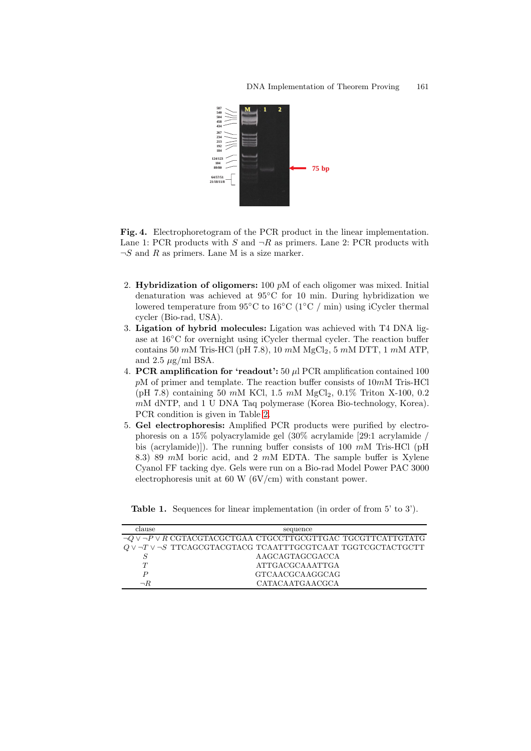**Fig. 4.** Electrophoretogram of the PCR product in the linear implementation. Lane 1: PCR products with $S$ and $\neg R$ as primers. Lane 2: PCR products with $\neg S$ and $R$ as primers. Lane M is a size marker.

2. **Hybridization of oligomers:** 100 $p$M of each oligomer was mixed. Initial denaturation was achieved at 95°C for 10 min. During hybridization we lowered temperature from 95°C to 16°C (1°C / min) using iCycler thermal cycler (Bio-rad, USA).
3. **Ligation of hybrid molecules:** Ligation was achieved with T4 DNA ligase at 16°C for overnight using iCycler thermal cycler. The reaction buffer contains 50 $m$M Tris-HCl (pH 7.8), 10 $m$M $MgCl_2$, 5 $m$M DTT, 1 $m$M ATP, and 2.5 $\mu$g/ml BSA.
4. **PCR amplification for 'readout':** 50 $\mu$l PCR amplification contained 100 $p$M of primer and template. The reaction buffer consists of 10$m$M Tris-HCl (pH 7.8) containing 50 $m$M KCl, 1.5 $m$M $MgCl_2$, 0.1% Triton X-100, 0.2 $m$M dNTP, and 1 U DNA Taq polymerase (Korea Bio-technology, Korea). PCR condition is given in Table 2.
5. **Gel electrophoresis:** Amplified PCR products were purified by electrophoresis on a 15% polyacrylamide gel (30% acrylamide [29:1 acrylamide / bis (acrylamide)]). The running buffer consists of 100 $m$M Tris-HCl (pH 8.3) 89 $m$M boric acid, and 2 $m$M EDTA. The sample buffer is Xylene Cyanol FF tacking dye. Gels were run on a Bio-rad Model Power PAC 3000 electrophoresis unit at 60 W (6V/cm) with constant power.

**Table 1.** Sequences for linear implementation (in order of from 5' to 3').

| clause | sequence |
|---|---|
| $\neg Q \vee \neg P \vee R$ | CGTACGTACGCTGAA CTGCCTTGCGTTGAC TGCGTTCATTGTATG |
| $Q \vee \neg T \vee \neg S$ | TTCAGCGTACGTACG TCAATTTGCGTCAAT TGGTCGCTACTGCTT |
| $S$ | AAGCAGTAGCGACCA |
| $T$ | ATTGACGCAAATTGA |
| $P$ | GTCAACGCAAGGCAG |
| $\neg R$ | CATACAATGAACGCA |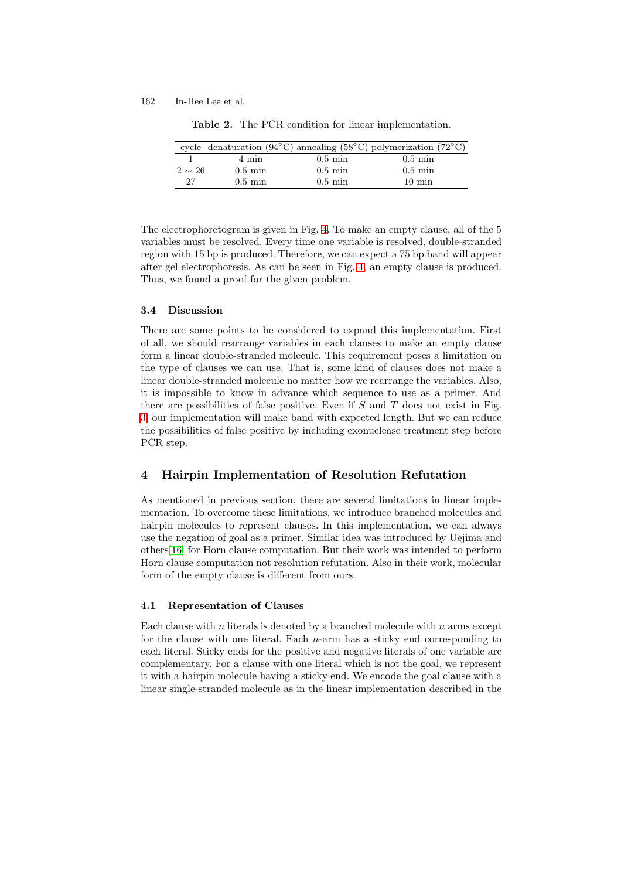**Table 2.** The PCR condition for linear implementation.

| cycle | denaturation (94°C) | annealing (58°C) | polymerization (72°C) |
|---|---|---|---|
| 1 | 4 min | 0.5 min | 0.5 min |
| $2 \sim 26$ | 0.5 min | 0.5 min | 0.5 min |
| 27 | 0.5 min | 0.5 min | 10 min |

The electrophoretogram is given in Fig. 4. To make an empty clause, all of the 5 variables must be resolved. Every time one variable is resolved, double-stranded region with 15 bp is produced. Therefore, we can expect a 75 bp band will appear after gel electrophoresis. As can be seen in Fig. 4, an empty clause is produced. Thus, we found a proof for the given problem.

### 3.4 Discussion

There are some points to be considered to expand this implementation. First of all, we should rearrange variables in each clauses to make an empty clause form a linear double-stranded molecule. This requirement poses a limitation on the type of clauses we can use. That is, some kind of clauses does not make a linear double-stranded molecule no matter how we rearrange the variables. Also, it is impossible to know in advance which sequence to use as a primer. And there are possibilities of false positive. Even if $S$ and $T$ does not exist in Fig. 3, our implementation will make band with expected length. But we can reduce the possibilities of false positive by including exonuclease treatment step before PCR step.

## 4 Hairpin Implementation of Resolution Refutation

As mentioned in previous section, there are several limitations in linear implementation. To overcome these limitations, we introduce branched molecules and hairpin molecules to represent clauses. In this implementation, we can always use the negation of goal as a primer. Similar idea was introduced by Uejima and others[16] for Horn clause computation. But their work was intended to perform Horn clause computation not resolution refutation. Also in their work, molecular form of the empty clause is different from ours.

### 4.1 Representation of Clauses

Each clause with $n$ literals is denoted by a branched molecule with $n$ arms except for the clause with one literal. Each $n$-arm has a sticky end corresponding to each literal. Sticky ends for the positive and negative literals of one variable are complementary. For a clause with one literal which is not the goal, we represent it with a hairpin molecule having a sticky end. We encode the goal clause with a linear single-stranded molecule as in the linear implementation described in the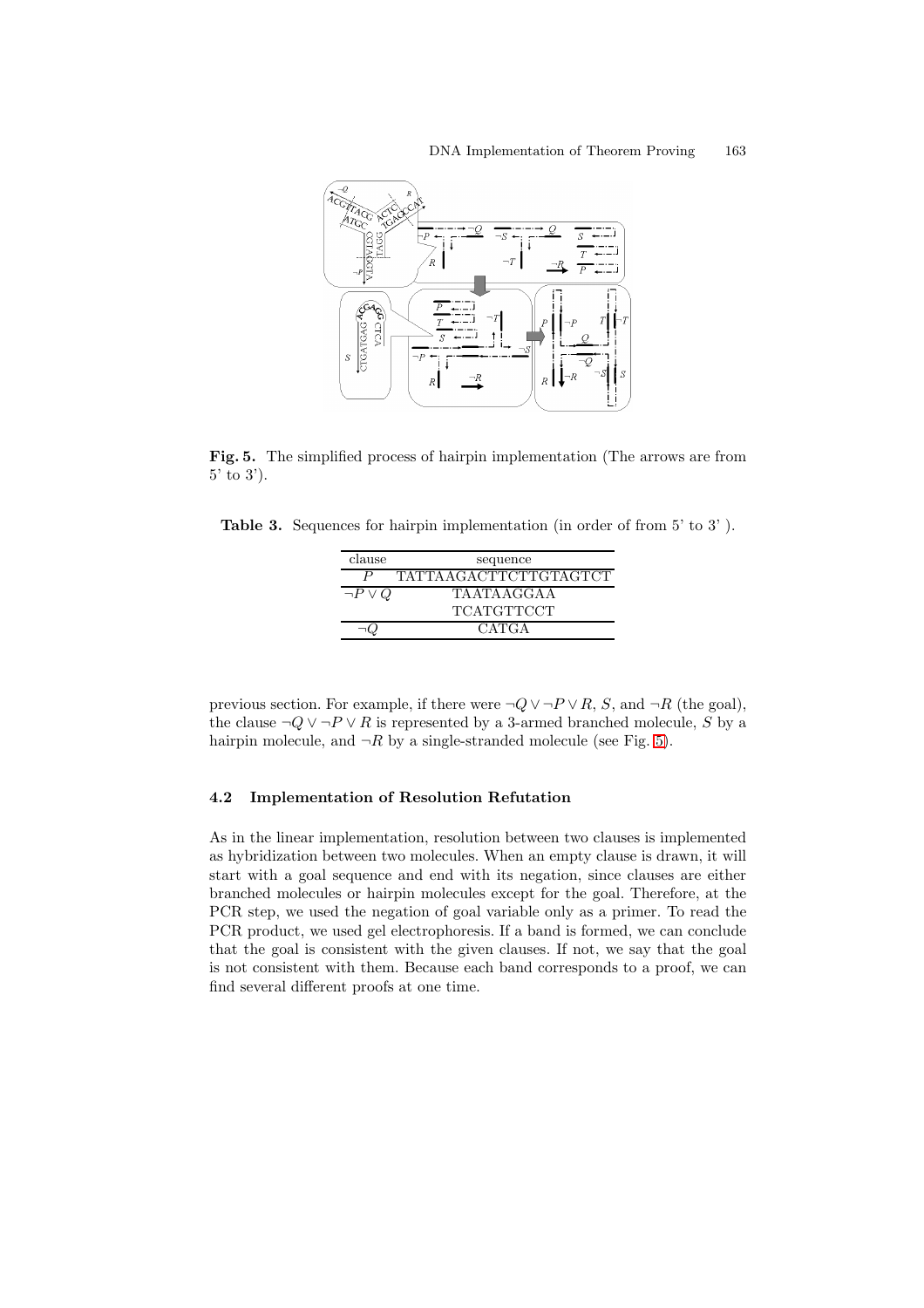**Fig. 5.** The simplified process of hairpin implementation (The arrows are from 5' to 3').

**Table 3.** Sequences for hairpin implementation (in order of from 5' to 3' ).

| clause | sequence |
|---|---|
| $P$ | TATTAAGACTTCTTGTAGTCT |
| $\neg P \vee Q$ | TAATAAGGAA |
| | TCATGTTCCT |
| $\neg Q$ | CATGA |

previous section. For example, if there were $\neg Q \vee \neg P \vee R$, $S$, and $\neg R$ (the goal), the clause $\neg Q \vee \neg P \vee R$ is represented by a 3-armed branched molecule, $S$ by a hairpin molecule, and $\neg R$ by a single-stranded molecule (see Fig. 5).

### 4.2 Implementation of Resolution Refutation

As in the linear implementation, resolution between two clauses is implemented as hybridization between two molecules. When an empty clause is drawn, it will start with a goal sequence and end with its negation, since clauses are either branched molecules or hairpin molecules except for the goal. Therefore, at the PCR step, we used the negation of goal variable only as a primer. To read the PCR product, we used gel electrophoresis. If a band is formed, we can conclude that the goal is consistent with the given clauses. If not, we say that the goal is not consistent with them. Because each band corresponds to a proof, we can find several different proofs at one time.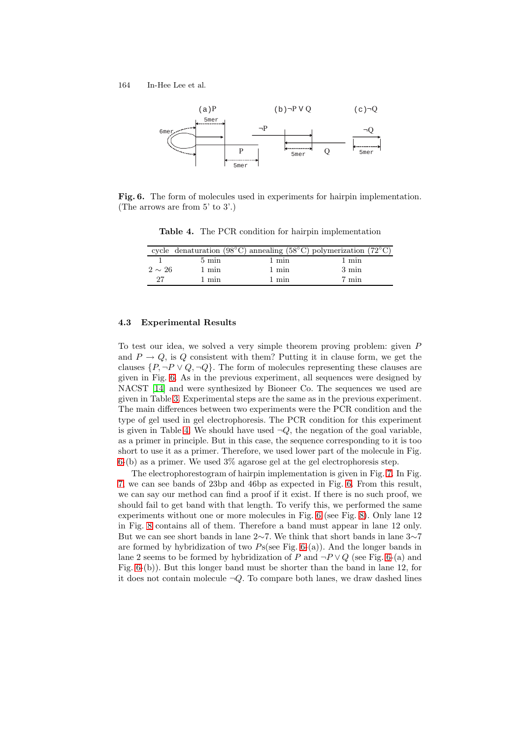**Fig. 6.** The form of molecules used in experiments for hairpin implementation. (The arrows are from 5' to 3'.)

**Table 4.** The PCR condition for hairpin implementation

| cycle | denaturation (98°C) | annealing (58°C) | polymerization (72°C) |
|---|---|---|---|
| 1 | 5 min | 1 min | 1 min |
| $2 \sim 26$ | 1 min | 1 min | 3 min |
| 27 | 1 min | 1 min | 7 min |

### 4.3 Experimental Results

To test our idea, we solved a very simple theorem proving problem: given $P$ and $P \rightarrow Q$, is $Q$ consistent with them? Putting it in clause form, we get the clauses $\{P, \neg P \vee Q, \neg Q\}$. The form of molecules representing these clauses are given in Fig. 6. As in the previous experiment, all sequences were designed by NACST [14] and were synthesized by Bioneer Co. The sequences we used are given in Table 3. Experimental steps are the same as in the previous experiment. The main differences between two experiments were the PCR condition and the type of gel used in gel electrophoresis. The PCR condition for this experiment is given in Table 4. We should have used $\neg Q$, the negation of the goal variable, as a primer in principle. But in this case, the sequence corresponding to it is too short to use it as a primer. Therefore, we used lower part of the molecule in Fig. 6-(b) as a primer. We used 3% agarose gel at the gel electrophoresis step.

The electrophorestogram of hairpin implementation is given in Fig. 7. In Fig. 7, we can see bands of 23bp and 46bp as expected in Fig. 6. From this result, we can say our method can find a proof if it exist. If there is no such proof, we should fail to get band with that length. To verify this, we performed the same experiments without one or more molecules in Fig. 6 (see Fig. 8). Only lane 12 in Fig. 8 contains all of them. Therefore a band must appear in lane 12 only. But we can see short bands in lane 2~7. We think that short bands in lane 3~7 are formed by hybridization of two $P$s(see Fig. 6-(a)). And the longer bands in lane 2 seems to be formed by hybridization of $P$ and $\neg P \vee Q$ (see Fig. 6-(a) and Fig. 6-(b)). But this longer band must be shorter than the band in lane 12, for it does not contain molecule $\neg Q$. To compare both lanes, we draw dashed lines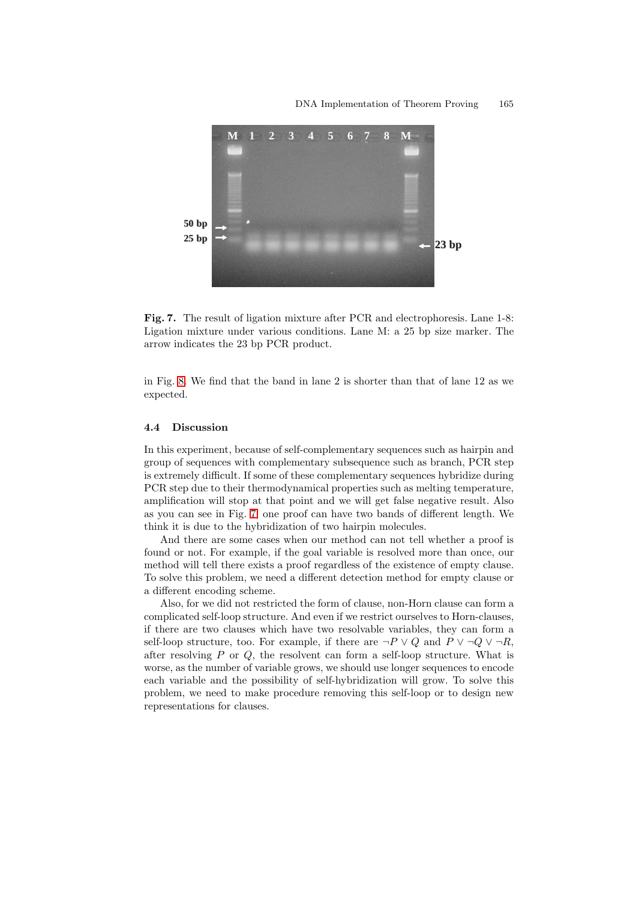**Fig. 7.** The result of ligation mixture after PCR and electrophoresis. Lane 1-8: Ligation mixture under various conditions. Lane M: a 25 bp size marker. The arrow indicates the 23 bp PCR product.

in Fig. 8. We find that the band in lane 2 is shorter than that of lane 12 as we expected.

### 4.4 Discussion

In this experiment, because of self-complementary sequences such as hairpin and group of sequences with complementary subsequence such as branch, PCR step is extremely difficult. If some of these complementary sequences hybridize during PCR step due to their thermodynamical properties such as melting temperature, amplification will stop at that point and we will get false negative result. Also as you can see in Fig. 7 one proof can have two bands of different length. We think it is due to the hybridization of two hairpin molecules.

And there are some cases when our method can not tell whether a proof is found or not. For example, if the goal variable is resolved more than once, our method will tell there exists a proof regardless of the existence of empty clause. To solve this problem, we need a different detection method for empty clause or a different encoding scheme.

Also, for we did not restricted the form of clause, non-Horn clause can form a complicated self-loop structure. And even if we restrict ourselves to Horn-clauses, if there are two clauses which have two resolvable variables, they can form a self-loop structure, too. For example, if there are $\neg P \vee Q$ and $P \vee \neg Q \vee \neg R$, after resolving $P$ or $Q$, the resolvent can form a self-loop structure. What is worse, as the number of variable grows, we should use longer sequences to encode each variable and the possibility of self-hybridization will grow. To solve this problem, we need to make procedure removing this self-loop or to design new representations for clauses.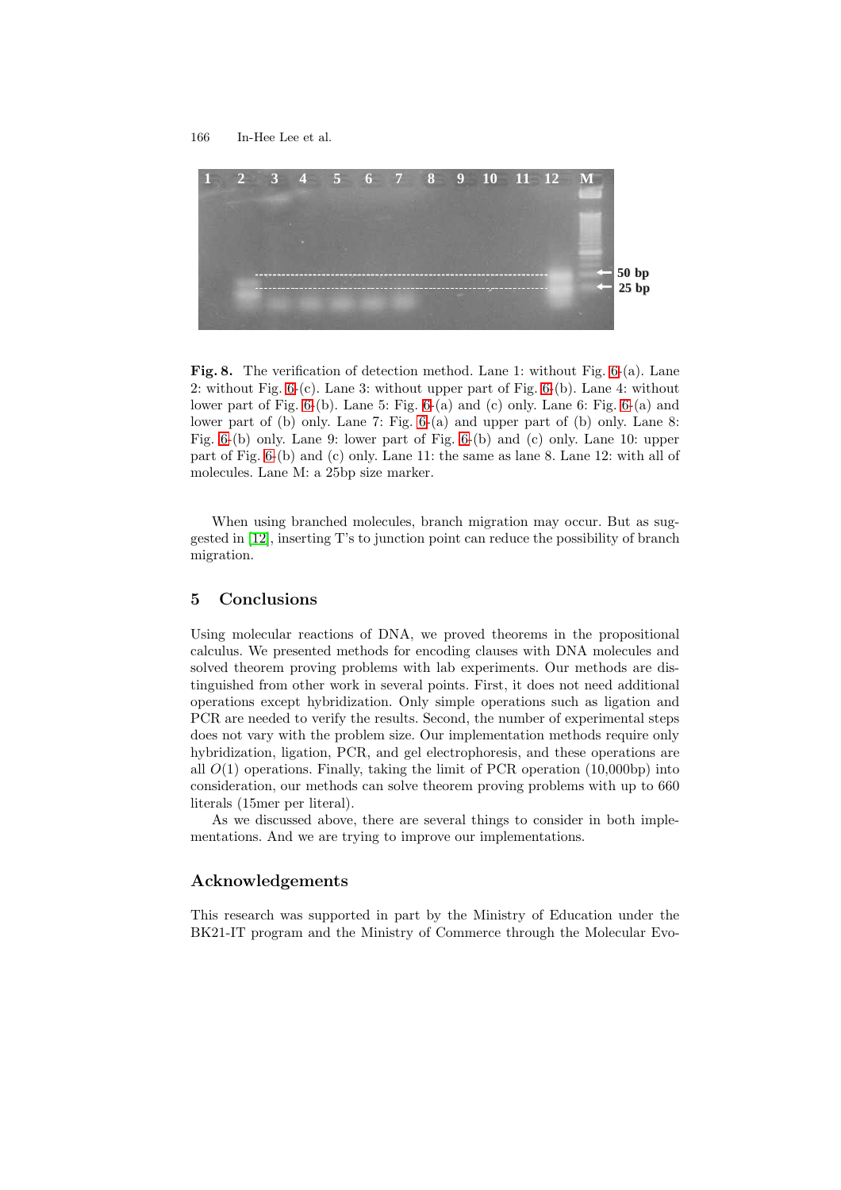**Fig. 8.** The verification of detection method. Lane 1: without Fig. 6-(a). Lane 2: without Fig. 6-(c). Lane 3: without upper part of Fig. 6-(b). Lane 4: without lower part of Fig. 6-(b). Lane 5: Fig. 6-(a) and (c) only. Lane 6: Fig. 6-(a) and lower part of (b) only. Lane 7: Fig. 6-(a) and upper part of (b) only. Lane 8: Fig. 6-(b) only. Lane 9: lower part of Fig. 6-(b) and (c) only. Lane 10: upper part of Fig. 6-(b) and (c) only. Lane 11: the same as lane 8. Lane 12: with all of molecules. Lane M: a 25bp size marker.

When using branched molecules, branch migration may occur. But as suggested in [12], inserting T's to junction point can reduce the possibility of branch migration.

## 5 Conclusions

Using molecular reactions of DNA, we proved theorems in the propositional calculus. We presented methods for encoding clauses with DNA molecules and solved theorem proving problems with lab experiments. Our methods are distinguished from other work in several points. First, it does not need additional operations except hybridization. Only simple operations such as ligation and PCR are needed to verify the results. Second, the number of experimental steps does not vary with the problem size. Our implementation methods require only hybridization, ligation, PCR, and gel electrophoresis, and these operations are all $O(1)$ operations. Finally, taking the limit of PCR operation (10,000bp) into consideration, our methods can solve theorem proving problems with up to 660 literals (15mer per literal).

As we discussed above, there are several things to consider in both implementations. And we are trying to improve our implementations.

## Acknowledgements

This research was supported in part by the Ministry of Education under the BK21-IT program and the Ministry of Commerce through the Molecular Evo-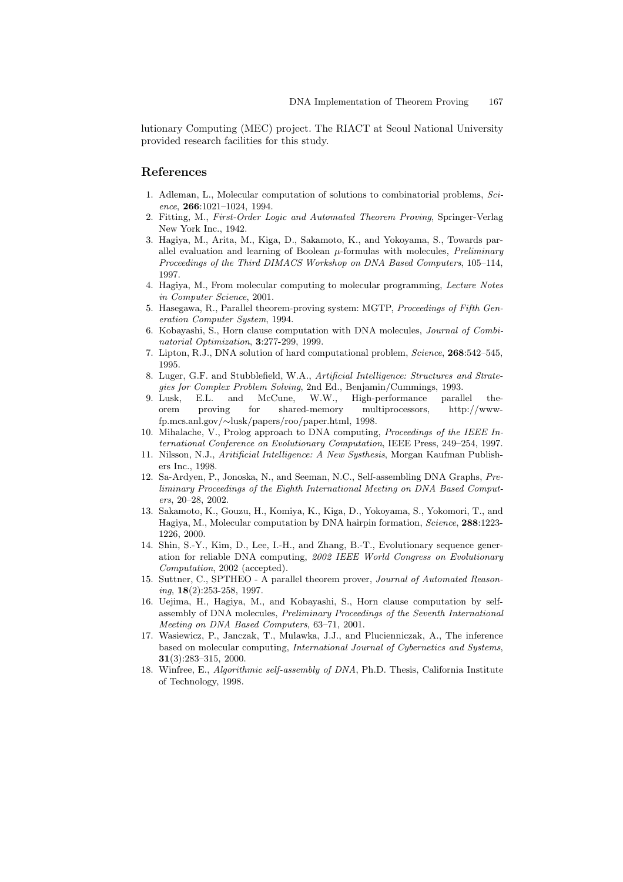lutionary Computing (MEC) project. The RIACT at Seoul National University provided research facilities for this study.

## References

1. Adleman, L., Molecular computation of solutions to combinatorial problems, *Science*, **266**:1021–1024, 1994.
2. Fitting, M., *First-Order Logic and Automated Theorem Proving*, Springer-Verlag New York Inc., 1942.
3. Hagiya, M., Arita, M., Kiga, D., Sakamoto, K., and Yokoyama, S., Towards parallel evaluation and learning of Boolean $\mu$-formulas with molecules, *Preliminary Proceedings of the Third DIMACS Workshop on DNA Based Computers*, 105–114, 1997.
4. Hagiya, M., From molecular computing to molecular programming, *Lecture Notes in Computer Science*, 2001.
5. Hasegawa, R., Parallel theorem-proving system: MGTP, *Proceedings of Fifth Generation Computer System*, 1994.
6. Kobayashi, S., Horn clause computation with DNA molecules, *Journal of Combinatorial Optimization*, **3**:277-299, 1999.
7. Lipton, R.J., DNA solution of hard computational problem, *Science*, **268**:542–545, 1995.
8. Luger, G.F. and Stubblefield, W.A., *Artificial Intelligence: Structures and Strategies for Complex Problem Solving*, 2nd Ed., Benjamin/Cummings, 1993.
9. Lusk, E.L. and McCune, W.W., High-performance parallel theorem proving for shared-memory multiprocessors, http://www-fp.mcs.anl.gov/∼lusk/papers/roo/paper.html, 1998.
10. Mihalache, V., Prolog approach to DNA computing, *Proceedings of the IEEE International Conference on Evolutionary Computation*, IEEE Press, 249–254, 1997.
11. Nilsson, N.J., *Aritificial Intelligence: A New Systhesis*, Morgan Kaufman Publishers Inc., 1998.
12. Sa-Ardyen, P., Jonoska, N., and Seeman, N.C., Self-assembling DNA Graphs, *Preliminary Proceedings of the Eighth International Meeting on DNA Based Computers*, 20–28, 2002.
13. Sakamoto, K., Gouzu, H., Komiya, K., Kiga, D., Yokoyama, S., Yokomori, T., and Hagiya, M., Molecular computation by DNA hairpin formation, *Science*, **288**:1223-1226, 2000.
14. Shin, S.-Y., Kim, D., Lee, I.-H., and Zhang, B.-T., Evolutionary sequence generation for reliable DNA computing, *2002 IEEE World Congress on Evolutionary Computation*, 2002 (accepted).
15. Suttner, C., SPTHEO - A parallel theorem prover, *Journal of Automated Reasoning*, **18**(2):253-258, 1997.
16. Uejima, H., Hagiya, M., and Kobayashi, S., Horn clause computation by self-assembly of DNA molecules, *Preliminary Proceedings of the Seventh International Meeting on DNA Based Computers*, 63–71, 2001.
17. Wasiewicz, P., Janczak, T., Mulawka, J.J., and Plucienniczak, A., The inference based on molecular computing, *International Journal of Cybernetics and Systems*, **31**(3):283–315, 2000.
18. Winfree, E., *Algorithmic self-assembly of DNA*, Ph.D. Thesis, California Institute of Technology, 1998.